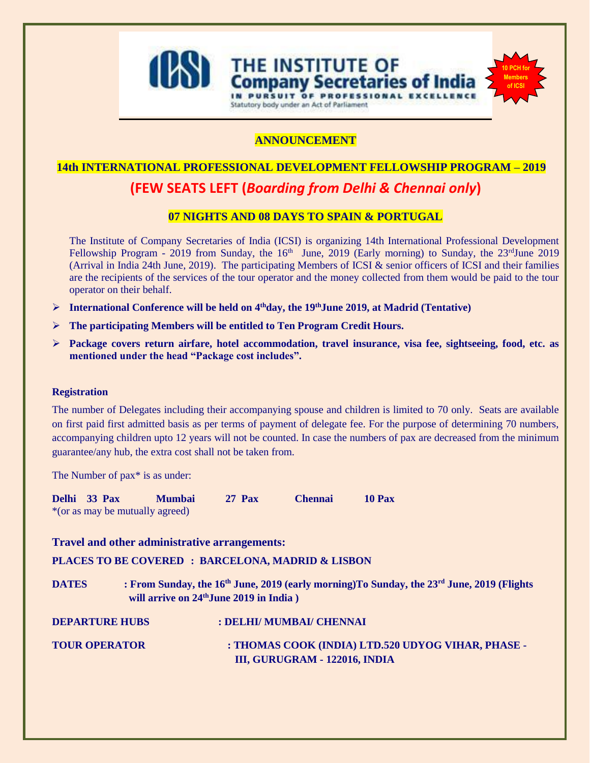THE INSTITUTE OF Company Secretaries of India
IN PURSUIT OF PROFESSIONAL EXCELLENCE
Statutory body under an Act of Parliament

10 PCH for Members of ICSI

## ANNOUNCEMENT

## 14th INTERNATIONAL PROFESSIONAL DEVELOPMENT FELLOWSHIP PROGRAM – 2019

**(FEW SEATS LEFT (*Boarding from Delhi & Chennai only*)**

### 07 NIGHTS AND 08 DAYS TO SPAIN & PORTUGAL

The Institute of Company Secretaries of India (ICSI) is organizing 14th International Professional Development Fellowship Program - 2019 from Sunday, the 16th June, 2019 (Early morning) to Sunday, the 23rd June 2019 (Arrival in India 24th June, 2019). The participating Members of ICSI & senior officers of ICSI and their families are the recipients of the services of the tour operator and the money collected from them would be paid to the tour operator on their behalf.

- **International Conference will be held on 4th day, the 19th June 2019, at Madrid (Tentative)**
- **The participating Members will be entitled to Ten Program Credit Hours.**
- **Package covers return airfare, hotel accommodation, travel insurance, visa fee, sightseeing, food, etc. as mentioned under the head "Package cost includes".**

**Registration**

The number of Delegates including their accompanying spouse and children is limited to 70 only. Seats are available on first paid first admitted basis as per terms of payment of delegate fee. For the purpose of determining 70 numbers, accompanying children upto 12 years will not be counted. In case the numbers of pax are decreased from the minimum guarantee/any hub, the extra cost shall not be taken from.

The Number of pax* is as under:

**Delhi 33 Pax Mumbai 27 Pax Chennai 10 Pax**
*(or as may be mutually agreed)

**Travel and other administrative arrangements:**

**PLACES TO BE COVERED : BARCELONA, MADRID & LISBON**

**DATES : From Sunday, the 16th June, 2019 (early morning) To Sunday, the 23rd June, 2019 (Flights will arrive on 24th June 2019 in India )**

**DEPARTURE HUBS : DELHI/ MUMBAI/ CHENNAI**

**TOUR OPERATOR : THOMAS COOK (INDIA) LTD.520 UDYOG VIHAR, PHASE - III, GURUGRAM - 122016, INDIA**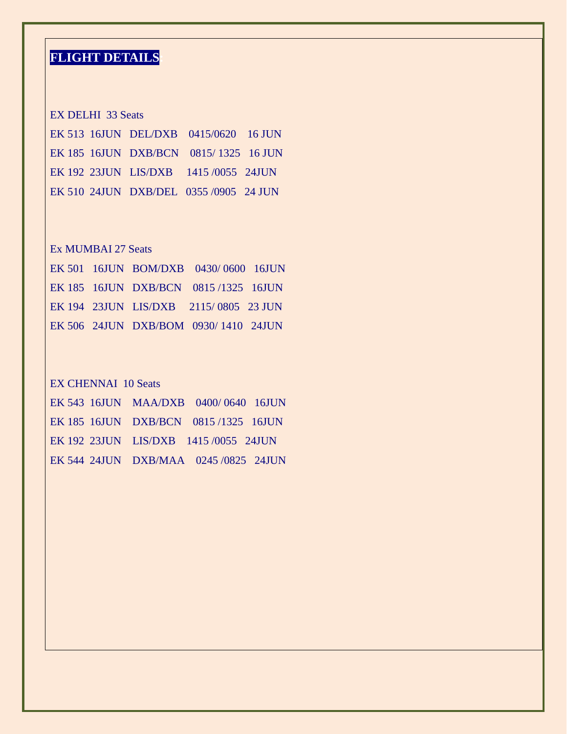## FLIGHT DETAILS

EX DELHI 33 Seats

EK 513 16JUN DEL/DXB 0415/0620 16 JUN

EK 185 16JUN DXB/BCN 0815/ 1325 16 JUN

EK 192 23JUN LIS/DXB 1415 /0055 24JUN

EK 510 24JUN DXB/DEL 0355 /0905 24 JUN

Ex MUMBAI 27 Seats

EK 501 16JUN BOM/DXB 0430/ 0600 16JUN

EK 185 16JUN DXB/BCN 0815 /1325 16JUN

EK 194 23JUN LIS/DXB 2115/ 0805 23 JUN

EK 506 24JUN DXB/BOM 0930/ 1410 24JUN

EX CHENNAI 10 Seats

EK 543 16JUN MAA/DXB 0400/ 0640 16JUN

EK 185 16JUN DXB/BCN 0815 /1325 16JUN

EK 192 23JUN LIS/DXB 1415 /0055 24JUN

EK 544 24JUN DXB/MAA 0245 /0825 24JUN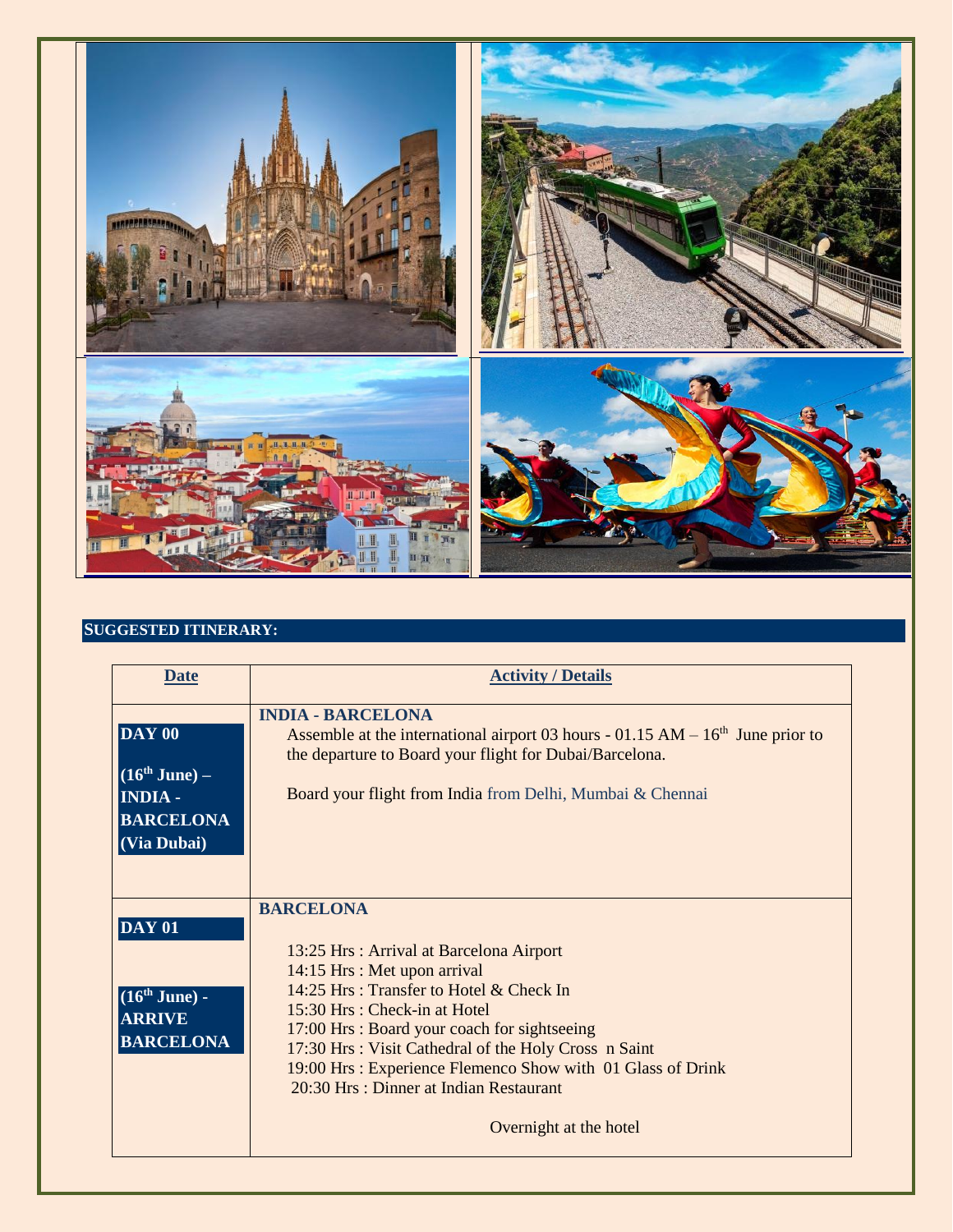## SUGGESTED ITINERARY:

| Date | Activity / Details |
|---|---|
| **DAY 00**<br><br>**(16th June) – INDIA - BARCELONA (Via Dubai)** | **INDIA - BARCELONA**<br>Assemble at the international airport 03 hours - 01.15 AM – 16th June prior to the departure to Board your flight for Dubai/Barcelona.<br><br>Board your flight from India from Delhi, Mumbai & Chennai |
| **DAY 01**<br><br>**(16th June) - ARRIVE BARCELONA** | **BARCELONA**<br><br>13:25 Hrs : Arrival at Barcelona Airport<br>14:15 Hrs : Met upon arrival<br>14:25 Hrs : Transfer to Hotel & Check In<br>15:30 Hrs : Check-in at Hotel<br>17:00 Hrs : Board your coach for sightseeing<br>17:30 Hrs : Visit Cathedral of the Holy Cross n Saint<br>19:00 Hrs : Experience Flemenco Show with 01 Glass of Drink<br>20:30 Hrs : Dinner at Indian Restaurant<br><br>Overnight at the hotel |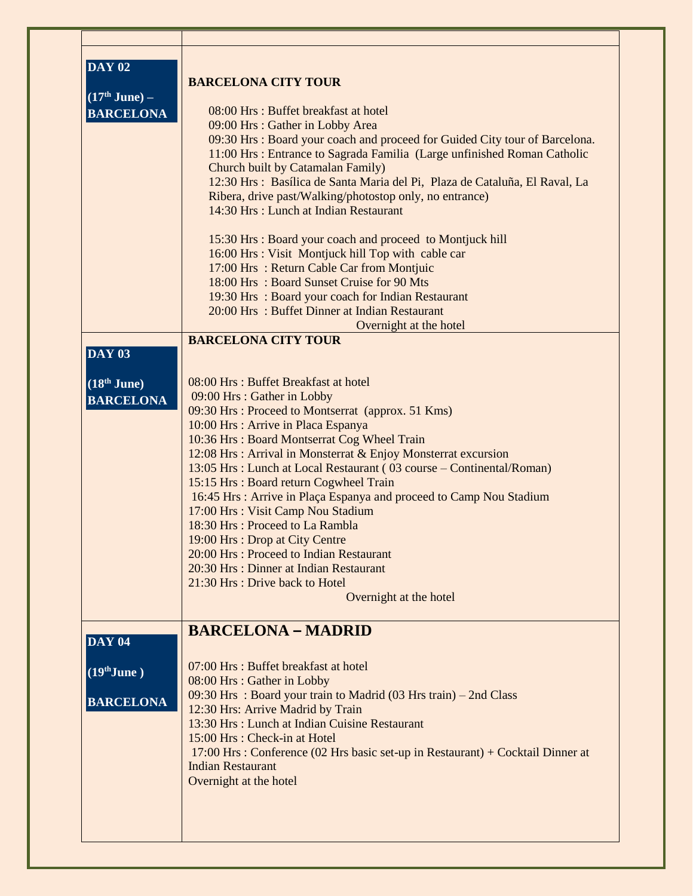| | |
|---|---|
| **DAY 02**<br><br>**(17th June) – BARCELONA** | **BARCELONA CITY TOUR**<br><br>08:00 Hrs : Buffet breakfast at hotel<br>09:00 Hrs : Gather in Lobby Area<br>09:30 Hrs : Board your coach and proceed for Guided City tour of Barcelona.<br>11:00 Hrs : Entrance to Sagrada Familia (Large unfinished Roman Catholic Church built by Catamalan Family)<br>12:30 Hrs : Basílica de Santa Maria del Pi, Plaza de Cataluña, El Raval, La Ribera, drive past/Walking/photostop only, no entrance)<br>14:30 Hrs : Lunch at Indian Restaurant<br><br>15:30 Hrs : Board your coach and proceed to Montjuck hill<br>16:00 Hrs : Visit Montjuck hill Top with cable car<br>17:00 Hrs : Return Cable Car from Montjuic<br>18:00 Hrs : Board Sunset Cruise for 90 Mts<br>19:30 Hrs : Board your coach for Indian Restaurant<br>20:00 Hrs : Buffet Dinner at Indian Restaurant<br>Overnight at the hotel |
| **DAY 03**<br><br>**(18th June) BARCELONA** | **BARCELONA CITY TOUR**<br><br>08:00 Hrs : Buffet Breakfast at hotel<br>09:00 Hrs : Gather in Lobby<br>09:30 Hrs : Proceed to Montserrat (approx. 51 Kms)<br>10:00 Hrs : Arrive in Placa Espanya<br>10:36 Hrs : Board Montserrat Cog Wheel Train<br>12:08 Hrs : Arrival in Monsterrat & Enjoy Monsterrat excursion<br>13:05 Hrs : Lunch at Local Restaurant ( 03 course – Continental/Roman)<br>15:15 Hrs : Board return Cogwheel Train<br>16:45 Hrs : Arrive in Plaça Espanya and proceed to Camp Nou Stadium<br>17:00 Hrs : Visit Camp Nou Stadium<br>18:30 Hrs : Proceed to La Rambla<br>19:00 Hrs : Drop at City Centre<br>20:00 Hrs : Proceed to Indian Restaurant<br>20:30 Hrs : Dinner at Indian Restaurant<br>21:30 Hrs : Drive back to Hotel<br>Overnight at the hotel |
| **DAY 04**<br><br>**(19thJune )**<br><br>**BARCELONA** | **BARCELONA – MADRID**<br><br>07:00 Hrs : Buffet breakfast at hotel<br>08:00 Hrs : Gather in Lobby<br>09:30 Hrs : Board your train to Madrid (03 Hrs train) – 2nd Class<br>12:30 Hrs: Arrive Madrid by Train<br>13:30 Hrs : Lunch at Indian Cuisine Restaurant<br>15:00 Hrs : Check-in at Hotel<br>17:00 Hrs : Conference (02 Hrs basic set-up in Restaurant) + Cocktail Dinner at Indian Restaurant<br>Overnight at the hotel |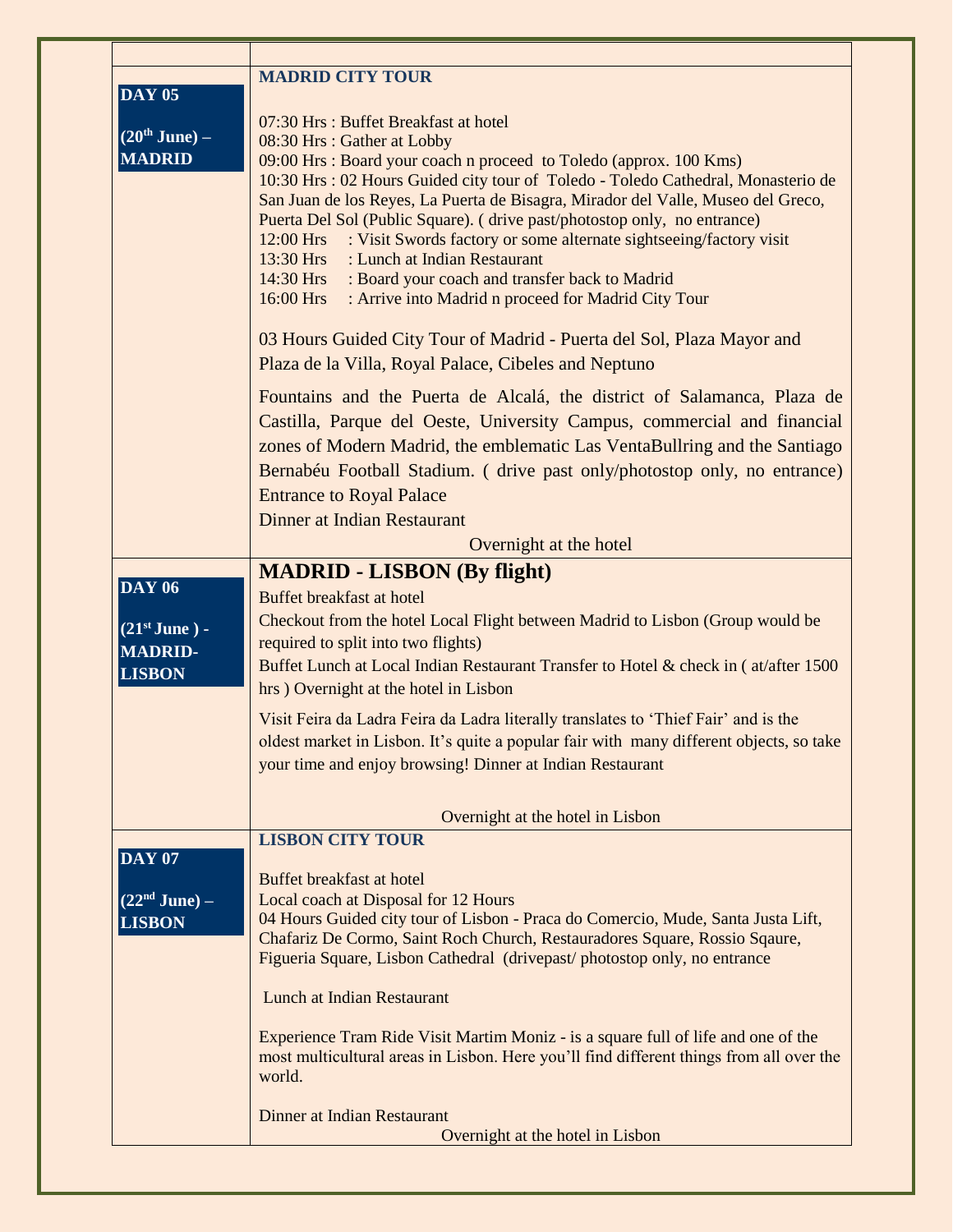| | |
|---|---|
| **DAY 05**<br><br>**(20th June) – MADRID** | **MADRID CITY TOUR**<br><br>07:30 Hrs : Buffet Breakfast at hotel<br>08:30 Hrs : Gather at Lobby<br>09:00 Hrs : Board your coach n proceed to Toledo (approx. 100 Kms)<br>10:30 Hrs : 02 Hours Guided city tour of Toledo - Toledo Cathedral, Monasterio de San Juan de los Reyes, La Puerta de Bisagra, Mirador del Valle, Museo del Greco, Puerta Del Sol (Public Square). ( drive past/photostop only, no entrance)<br>12:00 Hrs : Visit Swords factory or some alternate sightseeing/factory visit<br>13:30 Hrs : Lunch at Indian Restaurant<br>14:30 Hrs : Board your coach and transfer back to Madrid<br>16:00 Hrs : Arrive into Madrid n proceed for Madrid City Tour<br><br>03 Hours Guided City Tour of Madrid - Puerta del Sol, Plaza Mayor and Plaza de la Villa, Royal Palace, Cibeles and Neptuno<br><br>Fountains and the Puerta de Alcalá, the district of Salamanca, Plaza de Castilla, Parque del Oeste, University Campus, commercial and financial zones of Modern Madrid, the emblematic Las VentaBullring and the Santiago Bernabéu Football Stadium. ( drive past only/photostop only, no entrance)<br>Entrance to Royal Palace<br>Dinner at Indian Restaurant<br>Overnight at the hotel |
| **DAY 06**<br><br>**(21st June ) - MADRID-LISBON** | **MADRID - LISBON (By flight)**<br>Buffet breakfast at hotel<br>Checkout from the hotel Local Flight between Madrid to Lisbon (Group would be required to split into two flights)<br>Buffet Lunch at Local Indian Restaurant Transfer to Hotel & check in ( at/after 1500 hrs ) Overnight at the hotel in Lisbon<br><br>Visit Feira da Ladra Feira da Ladra literally translates to 'Thief Fair' and is the oldest market in Lisbon. It's quite a popular fair with many different objects, so take your time and enjoy browsing! Dinner at Indian Restaurant<br><br>Overnight at the hotel in Lisbon |
| **DAY 07**<br><br>**(22nd June) – LISBON** | **LISBON CITY TOUR**<br><br>Buffet breakfast at hotel<br>Local coach at Disposal for 12 Hours<br>04 Hours Guided city tour of Lisbon - Praca do Comercio, Mude, Santa Justa Lift, Chafariz De Cormo, Saint Roch Church, Restauradores Square, Rossio Sqaure, Figueria Square, Lisbon Cathedral (drivepast/ photostop only, no entrance<br><br>Lunch at Indian Restaurant<br><br>Experience Tram Ride Visit Martim Moniz - is a square full of life and one of the most multicultural areas in Lisbon. Here you'll find different things from all over the world.<br><br>Dinner at Indian Restaurant<br>Overnight at the hotel in Lisbon |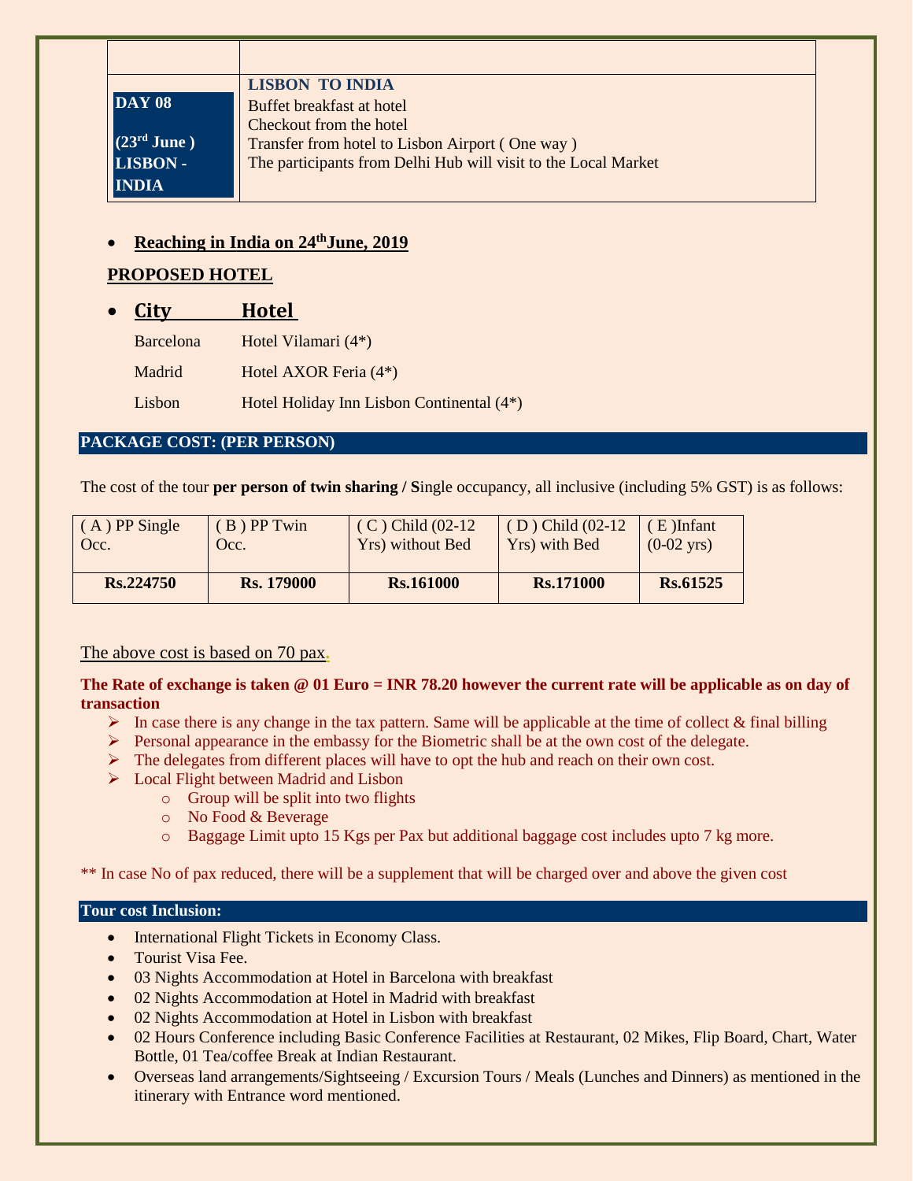| | |
|---|---|
| **DAY 08** (23rd June ) **LISBON - INDIA** | **LISBON TO INDIA**<br>Buffet breakfast at hotel<br>Checkout from the hotel<br>Transfer from hotel to Lisbon Airport ( One way )<br>The participants from Delhi Hub will visit to the Local Market |

- **Reaching in India on 24th June, 2019**

**PROPOSED HOTEL**

- **City — Hotel**

| City | Hotel |
|---|---|
| Barcelona | Hotel Vilamari (4*) |
| Madrid | Hotel AXOR Feria (4*) |
| Lisbon | Hotel Holiday Inn Lisbon Continental (4*) |

## PACKAGE COST: (PER PERSON)

The cost of the tour **per person of twin sharing / S**ingle occupancy, all inclusive (including 5% GST) is as follows:

| ( A ) PP Single Occ. | ( B ) PP Twin Occ. | ( C ) Child (02-12 Yrs) without Bed | ( D ) Child (02-12 Yrs) with Bed | ( E )Infant (0-02 yrs) |
|---|---|---|---|---|
| **Rs.224750** | **Rs. 179000** | **Rs.161000** | **Rs.171000** | **Rs.61525** |

The above cost is based on 70 pax.

**The Rate of exchange is taken @ 01 Euro = INR 78.20 however the current rate will be applicable as on day of transaction**

- In case there is any change in the tax pattern. Same will be applicable at the time of collect & final billing
- Personal appearance in the embassy for the Biometric shall be at the own cost of the delegate.
- The delegates from different places will have to opt the hub and reach on their own cost.
- Local Flight between Madrid and Lisbon
  - Group will be split into two flights
  - No Food & Beverage
  - Baggage Limit upto 15 Kgs per Pax but additional baggage cost includes upto 7 kg more.

** In case No of pax reduced, there will be a supplement that will be charged over and above the given cost

## Tour cost Inclusion:

- International Flight Tickets in Economy Class.
- Tourist Visa Fee.
- 03 Nights Accommodation at Hotel in Barcelona with breakfast
- 02 Nights Accommodation at Hotel in Madrid with breakfast
- 02 Nights Accommodation at Hotel in Lisbon with breakfast
- 02 Hours Conference including Basic Conference Facilities at Restaurant, 02 Mikes, Flip Board, Chart, Water Bottle, 01 Tea/coffee Break at Indian Restaurant.
- Overseas land arrangements/Sightseeing / Excursion Tours / Meals (Lunches and Dinners) as mentioned in the itinerary with Entrance word mentioned.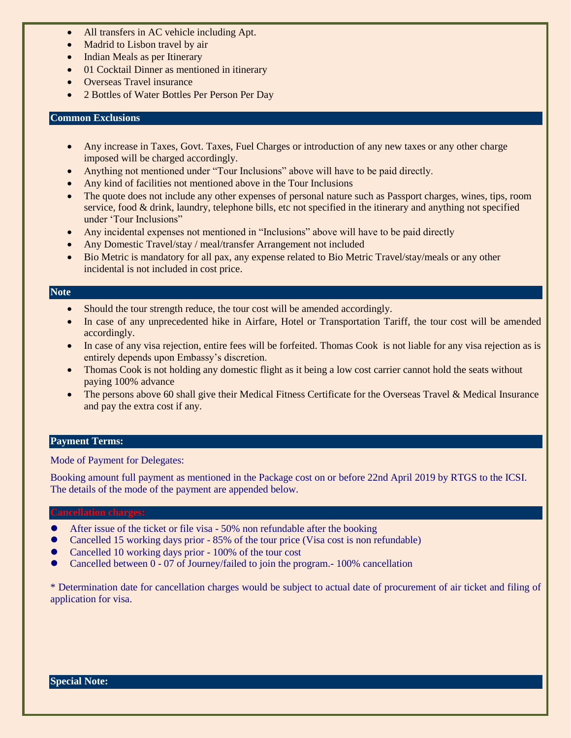- All transfers in AC vehicle including Apt.
- Madrid to Lisbon travel by air
- Indian Meals as per Itinerary
- 01 Cocktail Dinner as mentioned in itinerary
- Overseas Travel insurance
- 2 Bottles of Water Bottles Per Person Per Day

## Common Exclusions

- Any increase in Taxes, Govt. Taxes, Fuel Charges or introduction of any new taxes or any other charge imposed will be charged accordingly.
- Anything not mentioned under "Tour Inclusions" above will have to be paid directly.
- Any kind of facilities not mentioned above in the Tour Inclusions
- The quote does not include any other expenses of personal nature such as Passport charges, wines, tips, room service, food & drink, laundry, telephone bills, etc not specified in the itinerary and anything not specified under 'Tour Inclusions"
- Any incidental expenses not mentioned in "Inclusions" above will have to be paid directly
- Any Domestic Travel/stay / meal/transfer Arrangement not included
- Bio Metric is mandatory for all pax, any expense related to Bio Metric Travel/stay/meals or any other incidental is not included in cost price.

## Note

- Should the tour strength reduce, the tour cost will be amended accordingly.
- In case of any unprecedented hike in Airfare, Hotel or Transportation Tariff, the tour cost will be amended accordingly.
- In case of any visa rejection, entire fees will be forfeited. Thomas Cook is not liable for any visa rejection as is entirely depends upon Embassy's discretion.
- Thomas Cook is not holding any domestic flight as it being a low cost carrier cannot hold the seats without paying 100% advance
- The persons above 60 shall give their Medical Fitness Certificate for the Overseas Travel & Medical Insurance and pay the extra cost if any.

## Payment Terms:

Mode of Payment for Delegates:

Booking amount full payment as mentioned in the Package cost on or before 22nd April 2019 by RTGS to the ICSI. The details of the mode of the payment are appended below.

## Cancellation charges:

- After issue of the ticket or file visa - 50% non refundable after the booking
- Cancelled 15 working days prior - 85% of the tour price (Visa cost is non refundable)
- Cancelled 10 working days prior - 100% of the tour cost
- Cancelled between 0 - 07 of Journey/failed to join the program.- 100% cancellation

* Determination date for cancellation charges would be subject to actual date of procurement of air ticket and filing of application for visa.

## Special Note: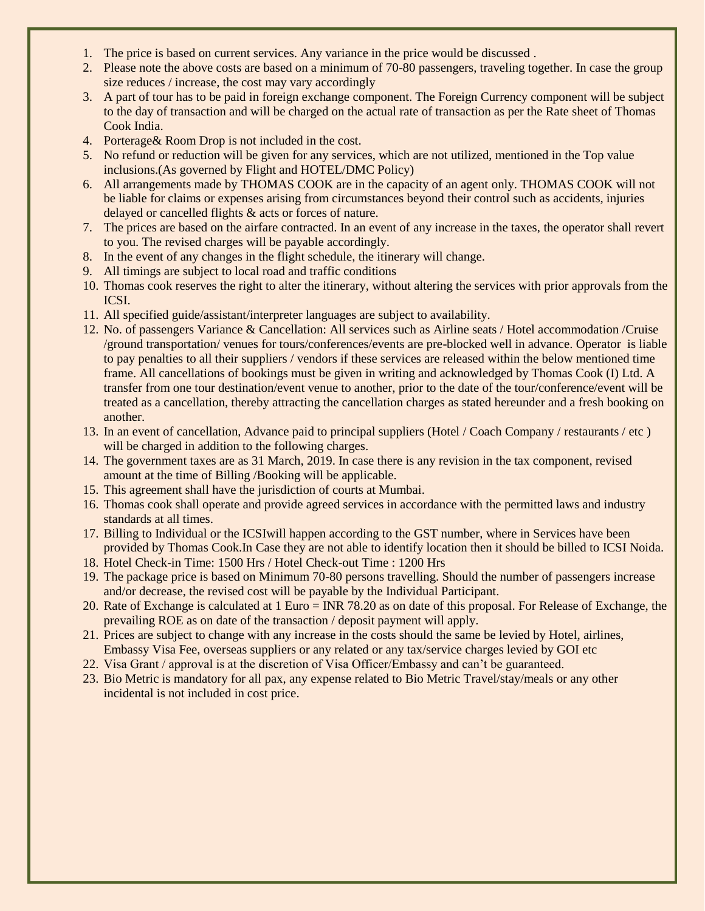1. The price is based on current services. Any variance in the price would be discussed .
2. Please note the above costs are based on a minimum of 70-80 passengers, traveling together. In case the group size reduces / increase, the cost may vary accordingly
3. A part of tour has to be paid in foreign exchange component. The Foreign Currency component will be subject to the day of transaction and will be charged on the actual rate of transaction as per the Rate sheet of Thomas Cook India.
4. Porterage& Room Drop is not included in the cost.
5. No refund or reduction will be given for any services, which are not utilized, mentioned in the Top value inclusions.(As governed by Flight and HOTEL/DMC Policy)
6. All arrangements made by THOMAS COOK are in the capacity of an agent only. THOMAS COOK will not be liable for claims or expenses arising from circumstances beyond their control such as accidents, injuries delayed or cancelled flights & acts or forces of nature.
7. The prices are based on the airfare contracted. In an event of any increase in the taxes, the operator shall revert to you. The revised charges will be payable accordingly.
8. In the event of any changes in the flight schedule, the itinerary will change.
9. All timings are subject to local road and traffic conditions
10. Thomas cook reserves the right to alter the itinerary, without altering the services with prior approvals from the ICSI.
11. All specified guide/assistant/interpreter languages are subject to availability.
12. No. of passengers Variance & Cancellation: All services such as Airline seats / Hotel accommodation /Cruise /ground transportation/ venues for tours/conferences/events are pre-blocked well in advance. Operator is liable to pay penalties to all their suppliers / vendors if these services are released within the below mentioned time frame. All cancellations of bookings must be given in writing and acknowledged by Thomas Cook (I) Ltd. A transfer from one tour destination/event venue to another, prior to the date of the tour/conference/event will be treated as a cancellation, thereby attracting the cancellation charges as stated hereunder and a fresh booking on another.
13. In an event of cancellation, Advance paid to principal suppliers (Hotel / Coach Company / restaurants / etc ) will be charged in addition to the following charges.
14. The government taxes are as 31 March, 2019. In case there is any revision in the tax component, revised amount at the time of Billing /Booking will be applicable.
15. This agreement shall have the jurisdiction of courts at Mumbai.
16. Thomas cook shall operate and provide agreed services in accordance with the permitted laws and industry standards at all times.
17. Billing to Individual or the ICSIwill happen according to the GST number, where in Services have been provided by Thomas Cook.In Case they are not able to identify location then it should be billed to ICSI Noida.
18. Hotel Check-in Time: 1500 Hrs / Hotel Check-out Time : 1200 Hrs
19. The package price is based on Minimum 70-80 persons travelling. Should the number of passengers increase and/or decrease, the revised cost will be payable by the Individual Participant.
20. Rate of Exchange is calculated at 1 Euro = INR 78.20 as on date of this proposal. For Release of Exchange, the prevailing ROE as on date of the transaction / deposit payment will apply.
21. Prices are subject to change with any increase in the costs should the same be levied by Hotel, airlines, Embassy Visa Fee, overseas suppliers or any related or any tax/service charges levied by GOI etc
22. Visa Grant / approval is at the discretion of Visa Officer/Embassy and can't be guaranteed.
23. Bio Metric is mandatory for all pax, any expense related to Bio Metric Travel/stay/meals or any other incidental is not included in cost price.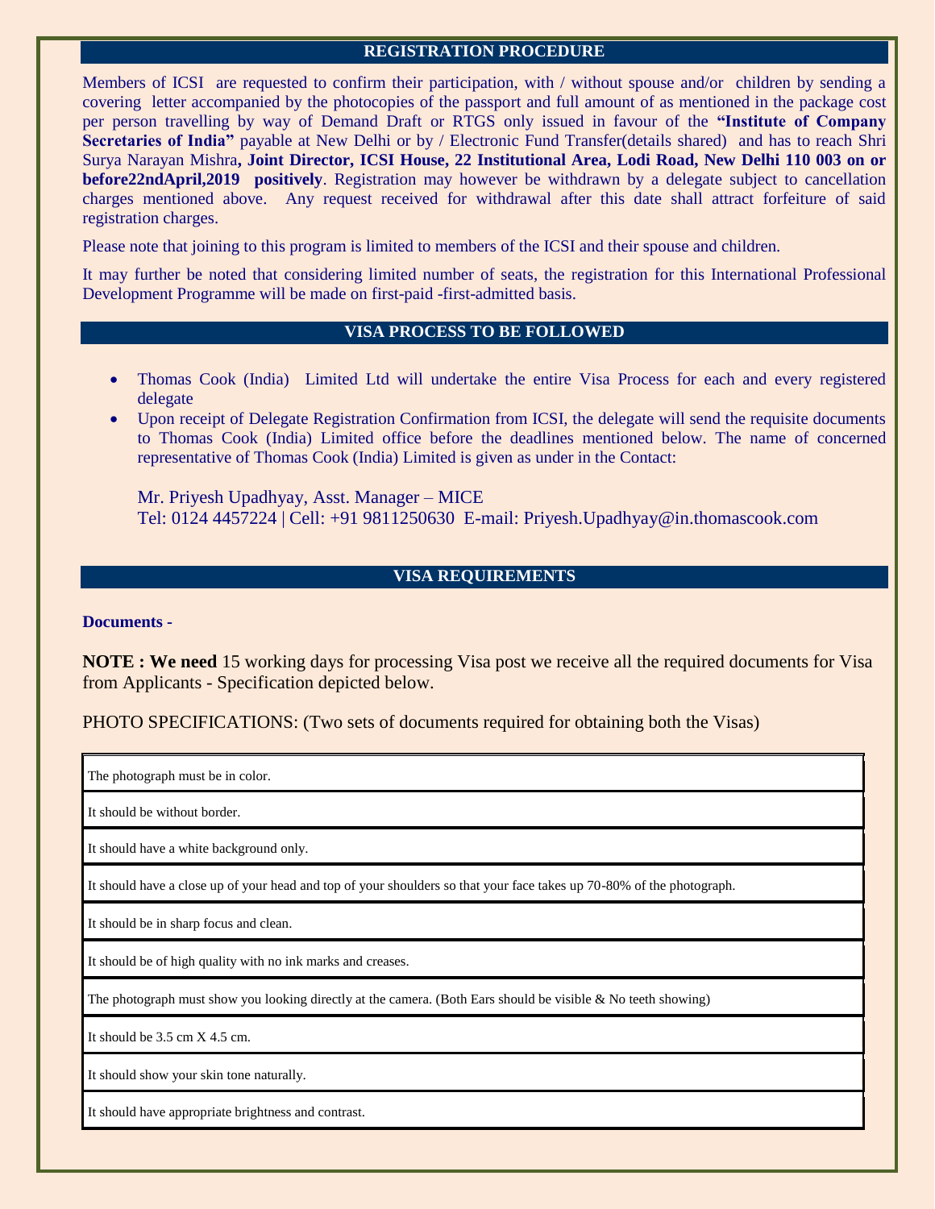## REGISTRATION PROCEDURE

Members of ICSI are requested to confirm their participation, with / without spouse and/or children by sending a covering letter accompanied by the photocopies of the passport and full amount of as mentioned in the package cost per person travelling by way of Demand Draft or RTGS only issued in favour of the **"Institute of Company Secretaries of India"** payable at New Delhi or by / Electronic Fund Transfer(details shared) and has to reach Shri Surya Narayan Mishra**, Joint Director, ICSI House, 22 Institutional Area, Lodi Road, New Delhi 110 003 on or before22ndApril,2019 positively**. Registration may however be withdrawn by a delegate subject to cancellation charges mentioned above. Any request received for withdrawal after this date shall attract forfeiture of said registration charges.

Please note that joining to this program is limited to members of the ICSI and their spouse and children.

It may further be noted that considering limited number of seats, the registration for this International Professional Development Programme will be made on first-paid -first-admitted basis.

## VISA PROCESS TO BE FOLLOWED

- Thomas Cook (India) Limited Ltd will undertake the entire Visa Process for each and every registered delegate
- Upon receipt of Delegate Registration Confirmation from ICSI, the delegate will send the requisite documents to Thomas Cook (India) Limited office before the deadlines mentioned below. The name of concerned representative of Thomas Cook (India) Limited is given as under in the Contact:

  Mr. Priyesh Upadhyay, Asst. Manager – MICE
  Tel: 0124 4457224 | Cell: +91 9811250630 E-mail: Priyesh.Upadhyay@in.thomascook.com

## VISA REQUIREMENTS

**Documents -**

**NOTE : We need** 15 working days for processing Visa post we receive all the required documents for Visa from Applicants - Specification depicted below.

PHOTO SPECIFICATIONS: (Two sets of documents required for obtaining both the Visas)

| |
|---|
| The photograph must be in color. |
| It should be without border. |
| It should have a white background only. |
| It should have a close up of your head and top of your shoulders so that your face takes up 70-80% of the photograph. |
| It should be in sharp focus and clean. |
| It should be of high quality with no ink marks and creases. |
| The photograph must show you looking directly at the camera. (Both Ears should be visible & No teeth showing) |
| It should be 3.5 cm X 4.5 cm. |
| It should show your skin tone naturally. |
| It should have appropriate brightness and contrast. |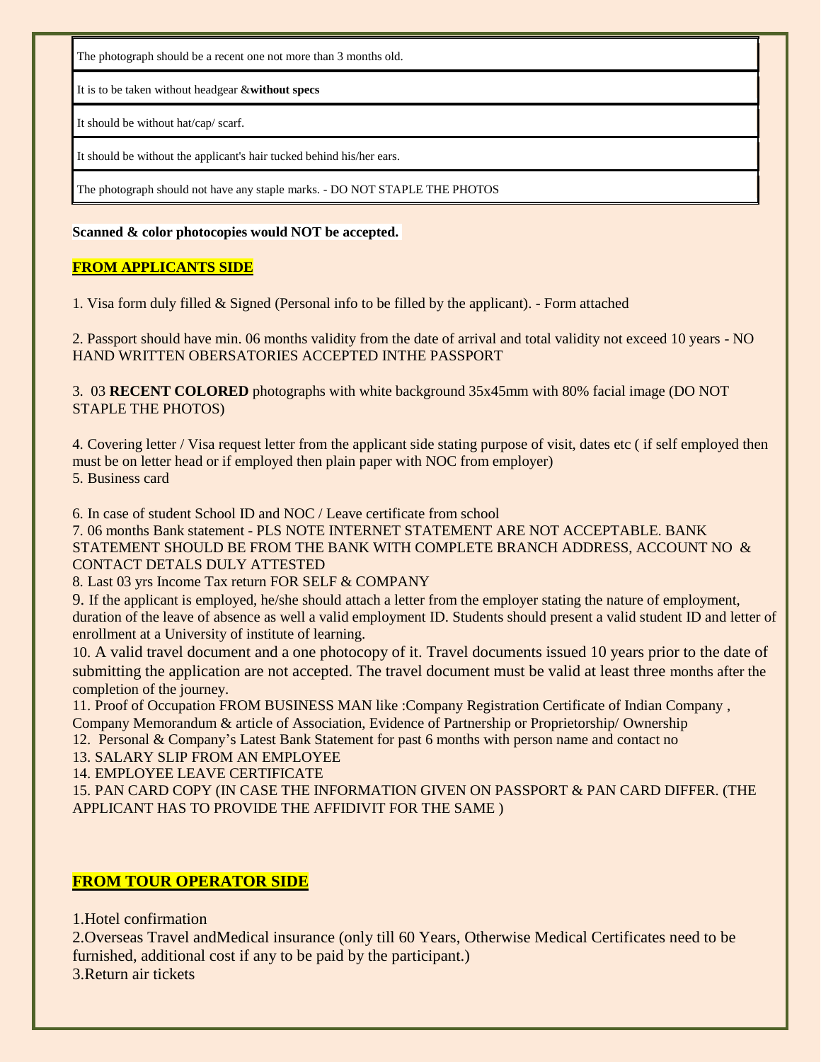| The photograph should be a recent one not more than 3 months old. |
|---|
| It is to be taken without headgear &**without specs** |
| It should be without hat/cap/ scarf. |
| It should be without the applicant's hair tucked behind his/her ears. |
| The photograph should not have any staple marks. - DO NOT STAPLE THE PHOTOS |

**Scanned & color photocopies would NOT be accepted.**

**FROM APPLICANTS SIDE**

1. Visa form duly filled & Signed (Personal info to be filled by the applicant). - Form attached

2. Passport should have min. 06 months validity from the date of arrival and total validity not exceed 10 years - NO HAND WRITTEN OBERSATORIES ACCEPTED INTHE PASSPORT

3. 03 **RECENT COLORED** photographs with white background 35x45mm with 80% facial image (DO NOT STAPLE THE PHOTOS)

4. Covering letter / Visa request letter from the applicant side stating purpose of visit, dates etc ( if self employed then must be on letter head or if employed then plain paper with NOC from employer)
5. Business card

6. In case of student School ID and NOC / Leave certificate from school
7. 06 months Bank statement - PLS NOTE INTERNET STATEMENT ARE NOT ACCEPTABLE. BANK STATEMENT SHOULD BE FROM THE BANK WITH COMPLETE BRANCH ADDRESS, ACCOUNT NO & CONTACT DETALS DULY ATTESTED
8. Last 03 yrs Income Tax return FOR SELF & COMPANY
9. If the applicant is employed, he/she should attach a letter from the employer stating the nature of employment, duration of the leave of absence as well a valid employment ID. Students should present a valid student ID and letter of enrollment at a University of institute of learning.
10. A valid travel document and a one photocopy of it. Travel documents issued 10 years prior to the date of submitting the application are not accepted. The travel document must be valid at least three months after the completion of the journey.
11. Proof of Occupation FROM BUSINESS MAN like :Company Registration Certificate of Indian Company , Company Memorandum & article of Association, Evidence of Partnership or Proprietorship/ Ownership
12. Personal & Company's Latest Bank Statement for past 6 months with person name and contact no
13. SALARY SLIP FROM AN EMPLOYEE
14. EMPLOYEE LEAVE CERTIFICATE
15. PAN CARD COPY (IN CASE THE INFORMATION GIVEN ON PASSPORT & PAN CARD DIFFER. (THE APPLICANT HAS TO PROVIDE THE AFFIDIVIT FOR THE SAME )

**FROM TOUR OPERATOR SIDE**

1.Hotel confirmation
2.Overseas Travel andMedical insurance (only till 60 Years, Otherwise Medical Certificates need to be furnished, additional cost if any to be paid by the participant.)
3.Return air tickets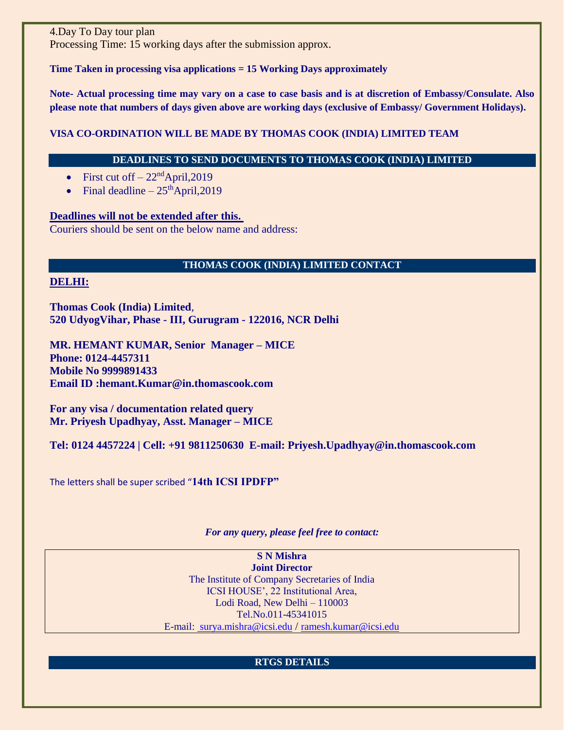4.Day To Day tour plan
Processing Time: 15 working days after the submission approx.

**Time Taken in processing visa applications = 15 Working Days approximately**

**Note- Actual processing time may vary on a case to case basis and is at discretion of Embassy/Consulate. Also please note that numbers of days given above are working days (exclusive of Embassy/ Government Holidays).**

**VISA CO-ORDINATION WILL BE MADE BY THOMAS COOK (INDIA) LIMITED TEAM**

## DEADLINES TO SEND DOCUMENTS TO THOMAS COOK (INDIA) LIMITED

- First cut off – 22nd April,2019
- Final deadline – 25th April,2019

**Deadlines will not be extended after this.**
Couriers should be sent on the below name and address:

## THOMAS COOK (INDIA) LIMITED CONTACT

**DELHI:**

**Thomas Cook (India) Limited**,
**520 UdyogVihar, Phase - III, Gurugram - 122016, NCR Delhi**

**MR. HEMANT KUMAR, Senior Manager – MICE**
**Phone: 0124-4457311**
**Mobile No 9999891433**
**Email ID :hemant.Kumar@in.thomascook.com**

**For any visa / documentation related query**
**Mr. Priyesh Upadhyay, Asst. Manager – MICE**

**Tel: 0124 4457224 | Cell: +91 9811250630 E-mail: Priyesh.Upadhyay@in.thomascook.com**

The letters shall be super scribed "**14th ICSI IPDFP"**

*For any query, please feel free to contact:*

**S N Mishra**
**Joint Director**
The Institute of Company Secretaries of India
ICSI HOUSE', 22 Institutional Area,
Lodi Road, New Delhi – 110003
Tel.No.011-45341015
E-mail: surya.mishra@icsi.edu / ramesh.kumar@icsi.edu

## RTGS DETAILS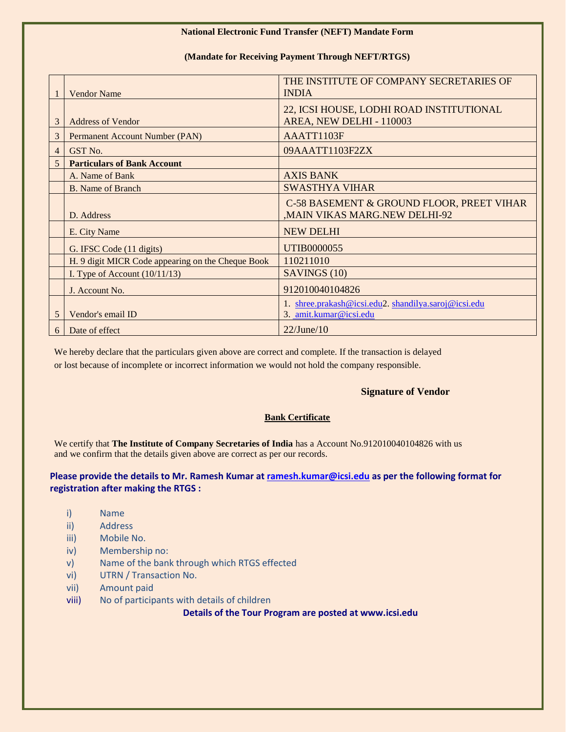**National Electronic Fund Transfer (NEFT) Mandate Form**

**(Mandate for Receiving Payment Through NEFT/RTGS)**

| | | |
|---|---|---|
| 1 | Vendor Name | THE INSTITUTE OF COMPANY SECRETARIES OF INDIA |
| 3 | Address of Vendor | 22, ICSI HOUSE, LODHI ROAD INSTITUTIONAL AREA, NEW DELHI - 110003 |
| 3 | Permanent Account Number (PAN) | AAATT1103F |
| 4 | GST No. | 09AAATT1103F2ZX |
| 5 | **Particulars of Bank Account** | |
| | A. Name of Bank | AXIS BANK |
| | B. Name of Branch | SWASTHYA VIHAR |
| | D. Address | C-58 BASEMENT & GROUND FLOOR, PREET VIHAR ,MAIN VIKAS MARG.NEW DELHI-92 |
| | E. City Name | NEW DELHI |
| | G. IFSC Code (11 digits) | UTIB0000055 |
| | H. 9 digit MICR Code appearing on the Cheque Book | 110211010 |
| | I. Type of Account (10/11/13) | SAVINGS (10) |
| | J. Account No. | 912010040104826 |
| 5 | Vendor's email ID | 1. shree.prakash@icsi.edu2. shandilya.saroj@icsi.edu 3. amit.kumar@icsi.edu |
| 6 | Date of effect | 22/June/10 |

We hereby declare that the particulars given above are correct and complete. If the transaction is delayed or lost because of incomplete or incorrect information we would not hold the company responsible.

**Signature of Vendor**

**Bank Certificate**

We certify that **The Institute of Company Secretaries of India** has a Account No.912010040104826 with us and we confirm that the details given above are correct as per our records.

**Please provide the details to Mr. Ramesh Kumar at ramesh.kumar@icsi.edu as per the following format for registration after making the RTGS :**

i) Name
ii) Address
iii) Mobile No.
iv) Membership no:
v) Name of the bank through which RTGS effected
vi) UTRN / Transaction No.
vii) Amount paid
viii) No of participants with details of children

**Details of the Tour Program are posted at www.icsi.edu**